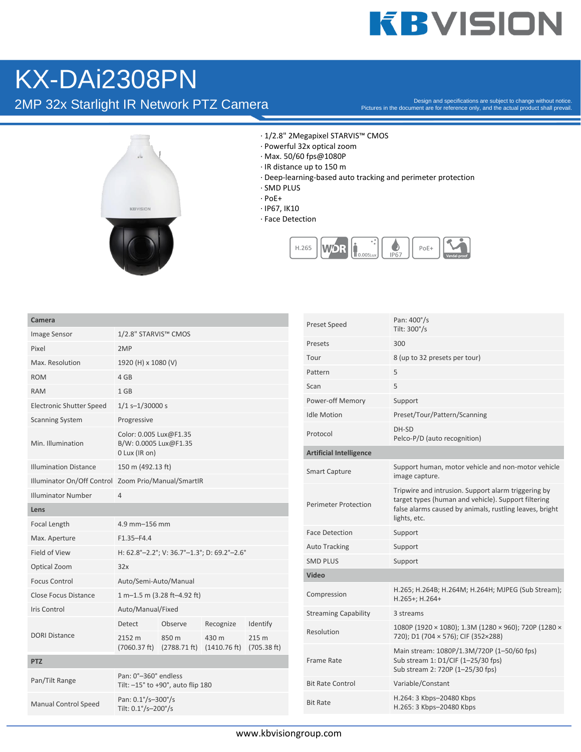# KX-DAi2308PN

## 2MP 32x Starlight IR Network PTZ Camera

Design and specifications are subject to change without notice.
Pictures in the document are for reference only, and the actual product shall prevail.

- 1/2.8" 2Megapixel STARVIS™ CMOS
- Powerful 32x optical zoom
- Max. 50/60 fps@1080P
- IR distance up to 150 m
- Deep-learning-based auto tracking and perimeter protection
- SMD PLUS
- PoE+
- IP67, IK10
- Face Detection

H.265 | WDR | 0.005Lux | IP67 | PoE+ | Vandal-proof

| **Camera** | | | | |
|---|---|---|---|---|
| Image Sensor | 1/2.8" STARVIS™ CMOS | | | |
| Pixel | 2MP | | | |
| Max. Resolution | 1920 (H) x 1080 (V) | | | |
| ROM | 4 GB | | | |
| RAM | 1 GB | | | |
| Electronic Shutter Speed | 1/1 s–1/30000 s | | | |
| Scanning System | Progressive | | | |
| Min. Illumination | Color: 0.005 Lux@F1.35<br>B/W: 0.0005 Lux@F1.35<br>0 Lux (IR on) | | | |
| Illumination Distance | 150 m (492.13 ft) | | | |
| Illuminator On/Off Control | Zoom Prio/Manual/SmartIR | | | |
| Illuminator Number | 4 | | | |
| **Lens** | | | | |
| Focal Length | 4.9 mm–156 mm | | | |
| Max. Aperture | F1.35–F4.4 | | | |
| Field of View | H: 62.8°–2.2°; V: 36.7°–1.3°; D: 69.2°–2.6° | | | |
| Optical Zoom | 32x | | | |
| Focus Control | Auto/Semi-Auto/Manual | | | |
| Close Focus Distance | 1 m–1.5 m (3.28 ft–4.92 ft) | | | |
| Iris Control | Auto/Manual/Fixed | | | |
| DORI Distance | Detect | Observe | Recognize | Identify |
| | 2152 m (7060.37 ft) | 850 m (2788.71 ft) | 430 m (1410.76 ft) | 215 m (705.38 ft) |
| **PTZ** | | | | |
| Pan/Tilt Range | Pan: 0°–360° endless<br>Tilt: –15° to +90°, auto flip 180 | | | |
| Manual Control Speed | Pan: 0.1°/s–300°/s<br>Tilt: 0.1°/s–200°/s | | | |

| | |
|---|---|
| Preset Speed | Pan: 400°/s<br>Tilt: 300°/s |
| Presets | 300 |
| Tour | 8 (up to 32 presets per tour) |
| Pattern | 5 |
| Scan | 5 |
| Power-off Memory | Support |
| Idle Motion | Preset/Tour/Pattern/Scanning |
| Protocol | DH-SD<br>Pelco-P/D (auto recognition) |
| **Artificial Intelligence** | |
| Smart Capture | Support human, motor vehicle and non-motor vehicle image capture. |
| Perimeter Protection | Tripwire and intrusion. Support alarm triggering by target types (human and vehicle). Support filtering false alarms caused by animals, rustling leaves, bright lights, etc. |
| Face Detection | Support |
| Auto Tracking | Support |
| SMD PLUS | Support |
| **Video** | |
| Compression | H.265; H.264B; H.264M; H.264H; MJPEG (Sub Stream); H.265+; H.264+ |
| Streaming Capability | 3 streams |
| Resolution | 1080P (1920 × 1080); 1.3M (1280 × 960); 720P (1280 × 720); D1 (704 × 576); CIF (352×288) |
| Frame Rate | Main stream: 1080P/1.3M/720P (1–50/60 fps)<br>Sub stream 1: D1/CIF (1–25/30 fps)<br>Sub stream 2: 720P (1–25/30 fps) |
| Bit Rate Control | Variable/Constant |
| Bit Rate | H.264: 3 Kbps–20480 Kbps<br>H.265: 3 Kbps–20480 Kbps |

www.kbvisiongroup.com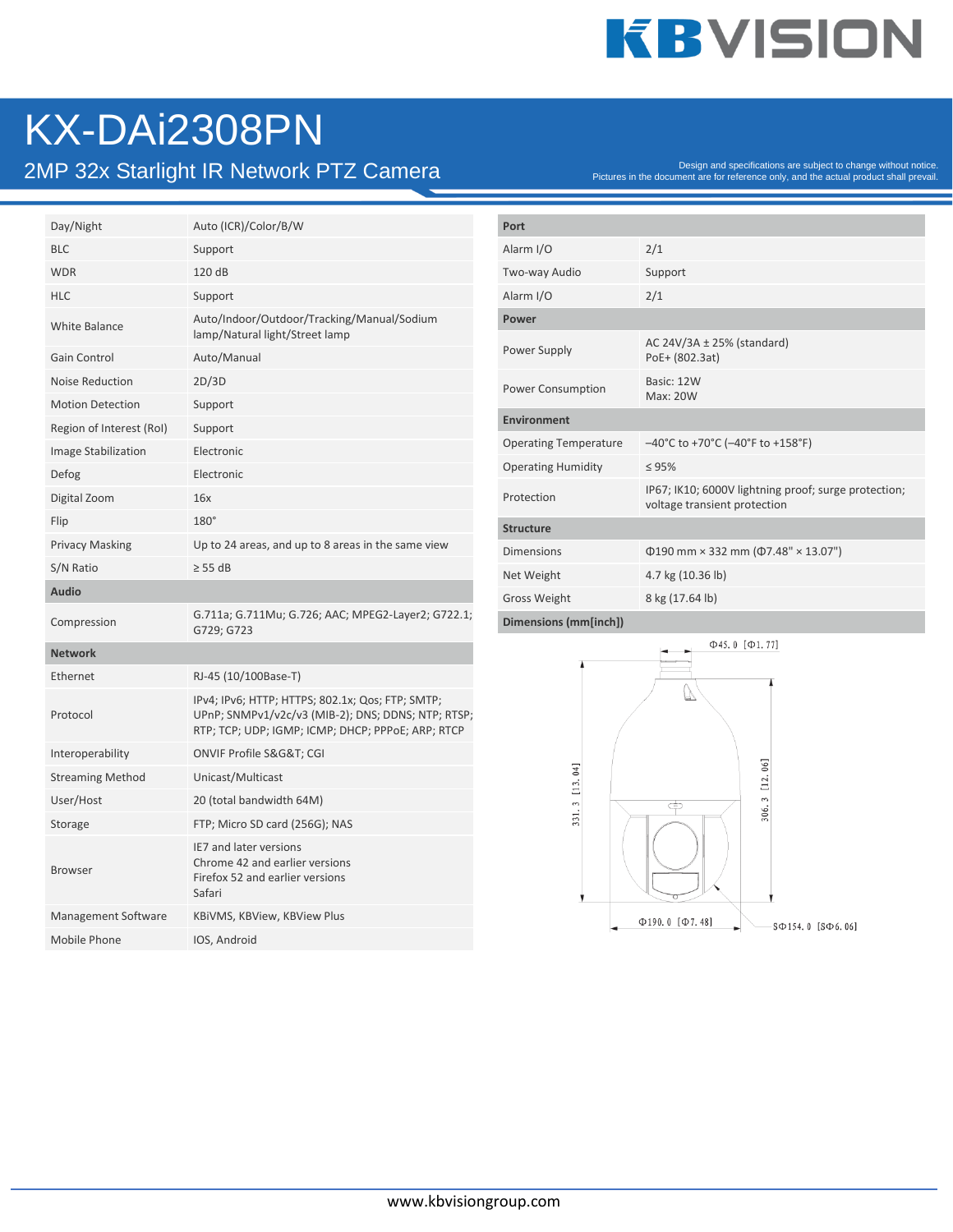# KX-DAi2308PN

## 2MP 32x Starlight IR Network PTZ Camera

Design and specifications are subject to change without notice.
Pictures in the document are for reference only, and the actual product shall prevail.

| | |
|---|---|
| Day/Night | Auto (ICR)/Color/B/W |
| BLC | Support |
| WDR | 120 dB |
| HLC | Support |
| White Balance | Auto/Indoor/Outdoor/Tracking/Manual/Sodium lamp/Natural light/Street lamp |
| Gain Control | Auto/Manual |
| Noise Reduction | 2D/3D |
| Motion Detection | Support |
| Region of Interest (RoI) | Support |
| Image Stabilization | Electronic |
| Defog | Electronic |
| Digital Zoom | 16x |
| Flip | 180° |
| Privacy Masking | Up to 24 areas, and up to 8 areas in the same view |
| S/N Ratio | ≥ 55 dB |
| **Audio** | |
| Compression | G.711a; G.711Mu; G.726; AAC; MPEG2-Layer2; G722.1; G729; G723 |
| **Network** | |
| Ethernet | RJ-45 (10/100Base-T) |
| Protocol | IPv4; IPv6; HTTP; HTTPS; 802.1x; Qos; FTP; SMTP; UPnP; SNMPv1/v2c/v3 (MIB-2); DNS; DDNS; NTP; RTSP; RTP; TCP; UDP; IGMP; ICMP; DHCP; PPPoE; ARP; RTCP |
| Interoperability | ONVIF Profile S&G&T; CGI |
| Streaming Method | Unicast/Multicast |
| User/Host | 20 (total bandwidth 64M) |
| Storage | FTP; Micro SD card (256G); NAS |
| Browser | IE7 and later versions<br>Chrome 42 and earlier versions<br>Firefox 52 and earlier versions<br>Safari |
| Management Software | KBiVMS, KBView, KBView Plus |
| Mobile Phone | IOS, Android |

| | |
|---|---|
| **Port** | |
| Alarm I/O | 2/1 |
| Two-way Audio | Support |
| Alarm I/O | 2/1 |
| **Power** | |
| Power Supply | AC 24V/3A ± 25% (standard)<br>PoE+ (802.3at) |
| Power Consumption | Basic: 12W<br>Max: 20W |
| **Environment** | |
| Operating Temperature | –40°C to +70°C (–40°F to +158°F) |
| Operating Humidity | ≤ 95% |
| Protection | IP67; IK10; 6000V lightning proof; surge protection; voltage transient protection |
| **Structure** | |
| Dimensions | Φ190 mm × 332 mm (Φ7.48" × 13.07") |
| Net Weight | 4.7 kg (10.36 lb) |
| Gross Weight | 8 kg (17.64 lb) |
| **Dimensions (mm[inch])** | |

Φ45.0 [Φ1.77]
331.3 [13.04]
306.3 [12.06]
Φ190.0 [Φ7.48]
SΦ154.0 [SΦ6.06]

www.kbvisiongroup.com